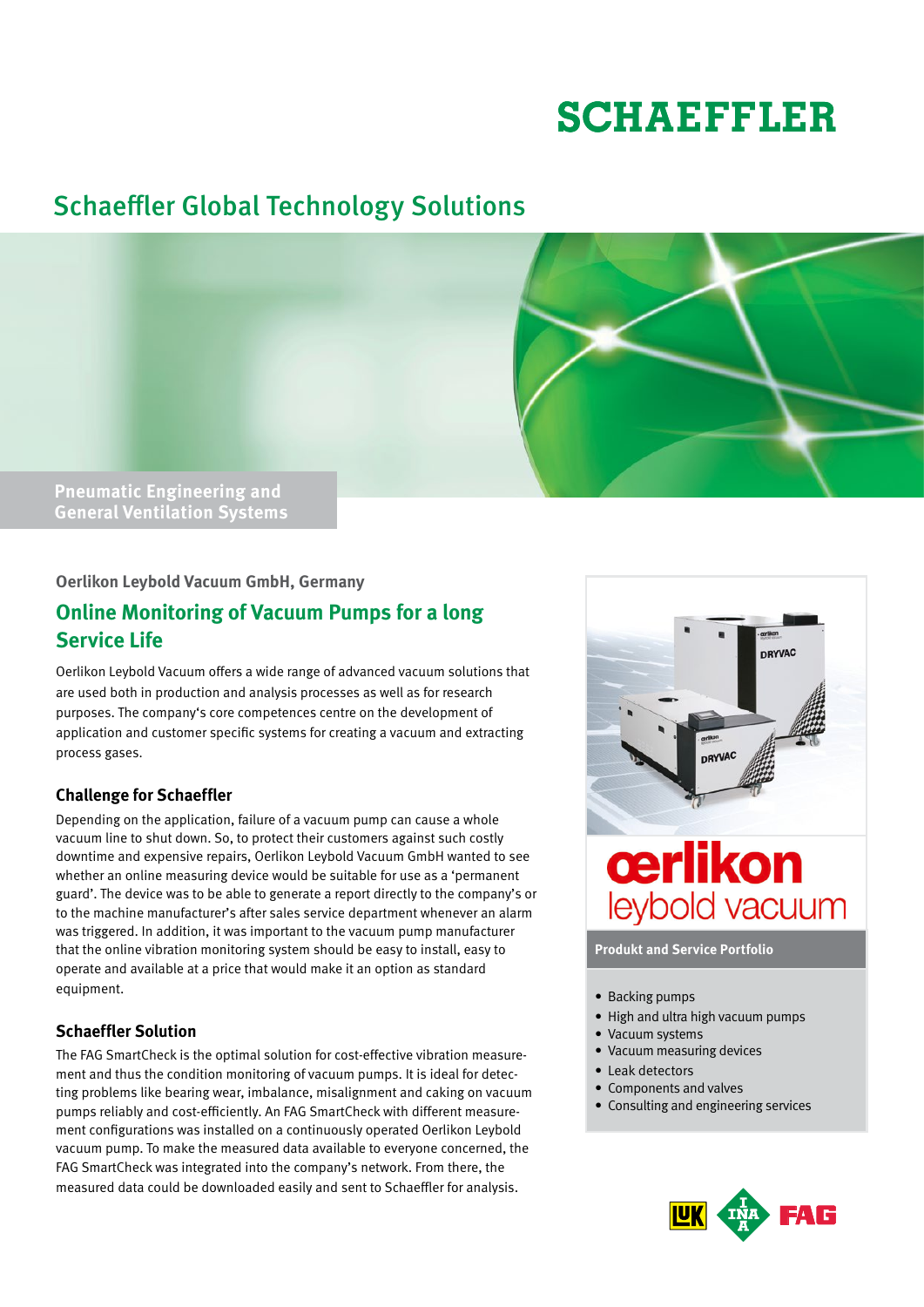# SCHAEFFLER

## Schaeffler Global Technology Solutions

**Pneumatic Engineering and General Ventilation Systems**

**Oerlikon Leybold Vacuum GmbH, Germany**

## Online Monitoring of Vacuum Pumps for a long Service Life

Oerlikon Leybold Vacuum offers a wide range of advanced vacuum solutions that are used both in production and analysis processes as well as for research purposes. The company's core competences centre on the development of application and customer specific systems for creating a vacuum and extracting process gases.

### Challenge for Schaeffler

Depending on the application, failure of a vacuum pump can cause a whole vacuum line to shut down. So, to protect their customers against such costly downtime and expensive repairs, Oerlikon Leybold Vacuum GmbH wanted to see whether an online measuring device would be suitable for use as a 'permanent guard'. The device was to be able to generate a report directly to the company's or to the machine manufacturer's after sales service department whenever an alarm was triggered. In addition, it was important to the vacuum pump manufacturer that the online vibration monitoring system should be easy to install, easy to operate and available at a price that would make it an option as standard equipment.

### Schaeffler Solution

The FAG SmartCheck is the optimal solution for cost-effective vibration measurement and thus the condition monitoring of vacuum pumps. It is ideal for detecting problems like bearing wear, imbalance, misalignment and caking on vacuum pumps reliably and cost-efficiently. An FAG SmartCheck with different measurement configurations was installed on a continuously operated Oerlikon Leybold vacuum pump. To make the measured data available to everyone concerned, the FAG SmartCheck was integrated into the company's network. From there, the measured data could be downloaded easily and sent to Schaeffler for analysis.

**oerlikon leybold vacuum**

**Produkt and Service Portfolio**

- Backing pumps
- High and ultra high vacuum pumps
- Vacuum systems
- Vacuum measuring devices
- Leak detectors
- Components and valves
- Consulting and engineering services

LuK INA FAG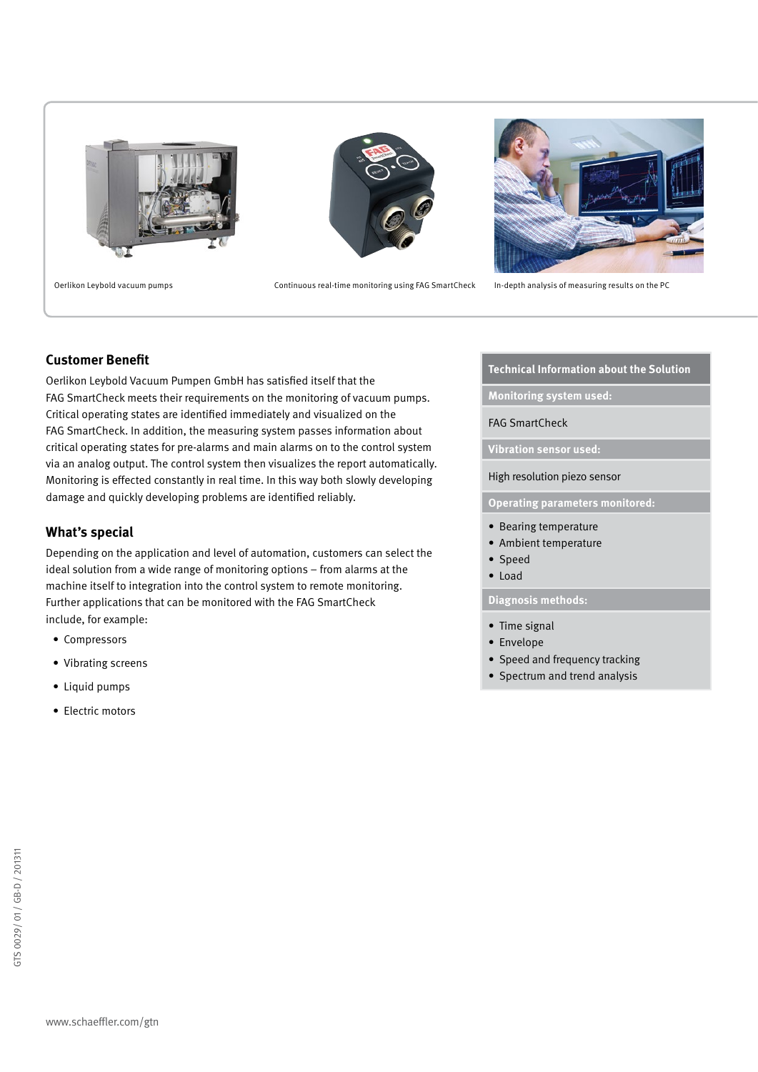Oerlikon Leybold vacuum pumps

Continuous real-time monitoring using FAG SmartCheck

In-depth analysis of measuring results on the PC

## Customer Benefit

Oerlikon Leybold Vacuum Pumpen GmbH has satisfied itself that the FAG SmartCheck meets their requirements on the monitoring of vacuum pumps. Critical operating states are identified immediately and visualized on the FAG SmartCheck. In addition, the measuring system passes information about critical operating states for pre-alarms and main alarms on to the control system via an analog output. The control system then visualizes the report automatically. Monitoring is effected constantly in real time. In this way both slowly developing damage and quickly developing problems are identified reliably.

## What's special

Depending on the application and level of automation, customers can select the ideal solution from a wide range of monitoring options – from alarms at the machine itself to integration into the control system to remote monitoring. Further applications that can be monitored with the FAG SmartCheck include, for example:

- Compressors
- Vibrating screens
- Liquid pumps
- Electric motors

## Technical Information about the Solution

**Monitoring system used:**

FAG SmartCheck

**Vibration sensor used:**

High resolution piezo sensor

**Operating parameters monitored:**

- Bearing temperature
- Ambient temperature
- Speed
- Load

**Diagnosis methods:**

- Time signal
- Envelope
- Speed and frequency tracking
- Spectrum and trend analysis

GTS 0029/ 01 / GB-D / 201311

www.schaeffler.com/gtn